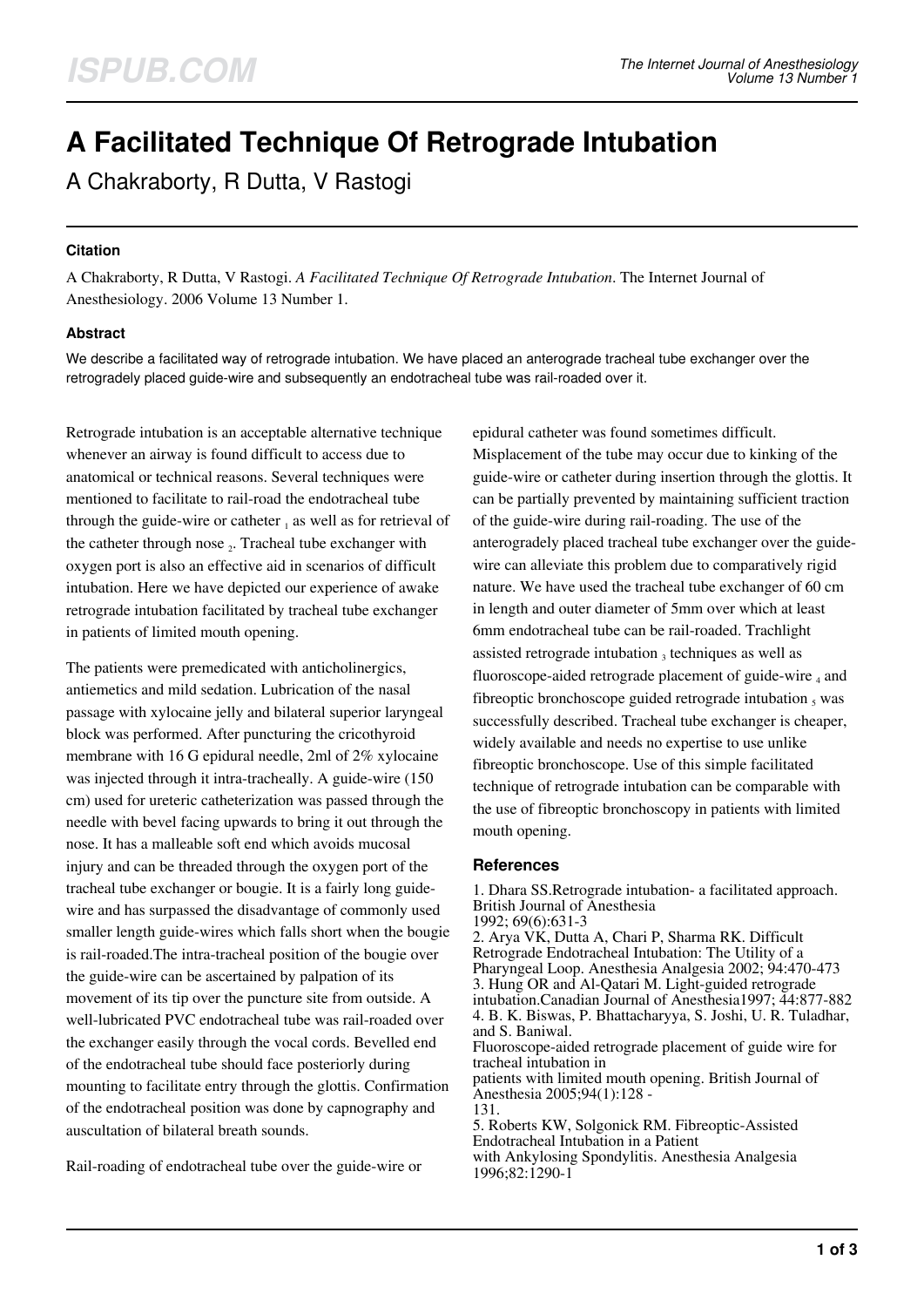# A Facilitated Technique Of Retrograde Intubation

A Chakraborty, R Dutta, V Rastogi

### Citation

A Chakraborty, R Dutta, V Rastogi. *A Facilitated Technique Of Retrograde Intubation*. The Internet Journal of Anesthesiology. 2006 Volume 13 Number 1.

### Abstract

We describe a facilitated way of retrograde intubation. We have placed an anterograde tracheal tube exchanger over the retrogradely placed guide-wire and subsequently an endotracheal tube was rail-roaded over it.

Retrograde intubation is an acceptable alternative technique whenever an airway is found difficult to access due to anatomical or technical reasons. Several techniques were mentioned to facilitate to rail-road the endotracheal tube through the guide-wire or catheter [1] as well as for retrieval of the catheter through nose [2]. Tracheal tube exchanger with oxygen port is also an effective aid in scenarios of difficult intubation. Here we have depicted our experience of awake retrograde intubation facilitated by tracheal tube exchanger in patients of limited mouth opening.

The patients were premedicated with anticholinergics, antiemetics and mild sedation. Lubrication of the nasal passage with xylocaine jelly and bilateral superior laryngeal block was performed. After puncturing the cricothyroid membrane with 16 G epidural needle, 2ml of 2% xylocaine was injected through it intra-tracheally. A guide-wire (150 cm) used for ureteric catheterization was passed through the needle with bevel facing upwards to bring it out through the nose. It has a malleable soft end which avoids mucosal injury and can be threaded through the oxygen port of the tracheal tube exchanger or bougie. It is a fairly long guide-wire and has surpassed the disadvantage of commonly used smaller length guide-wires which falls short when the bougie is rail-roaded.The intra-tracheal position of the bougie over the guide-wire can be ascertained by palpation of its movement of its tip over the puncture site from outside. A well-lubricated PVC endotracheal tube was rail-roaded over the exchanger easily through the vocal cords. Bevelled end of the endotracheal tube should face posteriorly during mounting to facilitate entry through the glottis. Confirmation of the endotracheal position was done by capnography and auscultation of bilateral breath sounds.

Rail-roading of endotracheal tube over the guide-wire or epidural catheter was found sometimes difficult. Misplacement of the tube may occur due to kinking of the guide-wire or catheter during insertion through the glottis. It can be partially prevented by maintaining sufficient traction of the guide-wire during rail-roading. The use of the anterogradely placed tracheal tube exchanger over the guide-wire can alleviate this problem due to comparatively rigid nature. We have used the tracheal tube exchanger of 60 cm in length and outer diameter of 5mm over which at least 6mm endotracheal tube can be rail-roaded. Trachlight assisted retrograde intubation [3] techniques as well as fluoroscope-aided retrograde placement of guide-wire [4] and fibreoptic bronchoscope guided retrograde intubation [5] was successfully described. Tracheal tube exchanger is cheaper, widely available and needs no expertise to use unlike fibreoptic bronchoscope. Use of this simple facilitated technique of retrograde intubation can be comparable with the use of fibreoptic bronchoscopy in patients with limited mouth opening.

### References

1. Dhara SS.Retrograde intubation- a facilitated approach. British Journal of Anesthesia 1992; 69(6):631-3
2. Arya VK, Dutta A, Chari P, Sharma RK. Difficult Retrograde Endotracheal Intubation: The Utility of a Pharyngeal Loop. Anesthesia Analgesia 2002; 94:470-473
3. Hung OR and Al-Qatari M. Light-guided retrograde intubation.Canadian Journal of Anesthesia1997; 44:877-882
4. B. K. Biswas, P. Bhattacharyya, S. Joshi, U. R. Tuladhar, and S. Baniwal. Fluoroscope-aided retrograde placement of guide wire for tracheal intubation in patients with limited mouth opening. British Journal of Anesthesia 2005;94(1):128 - 131.
5. Roberts KW, Solgonick RM. Fibreoptic-Assisted Endotracheal Intubation in a Patient with Ankylosing Spondylitis. Anesthesia Analgesia 1996;82:1290-1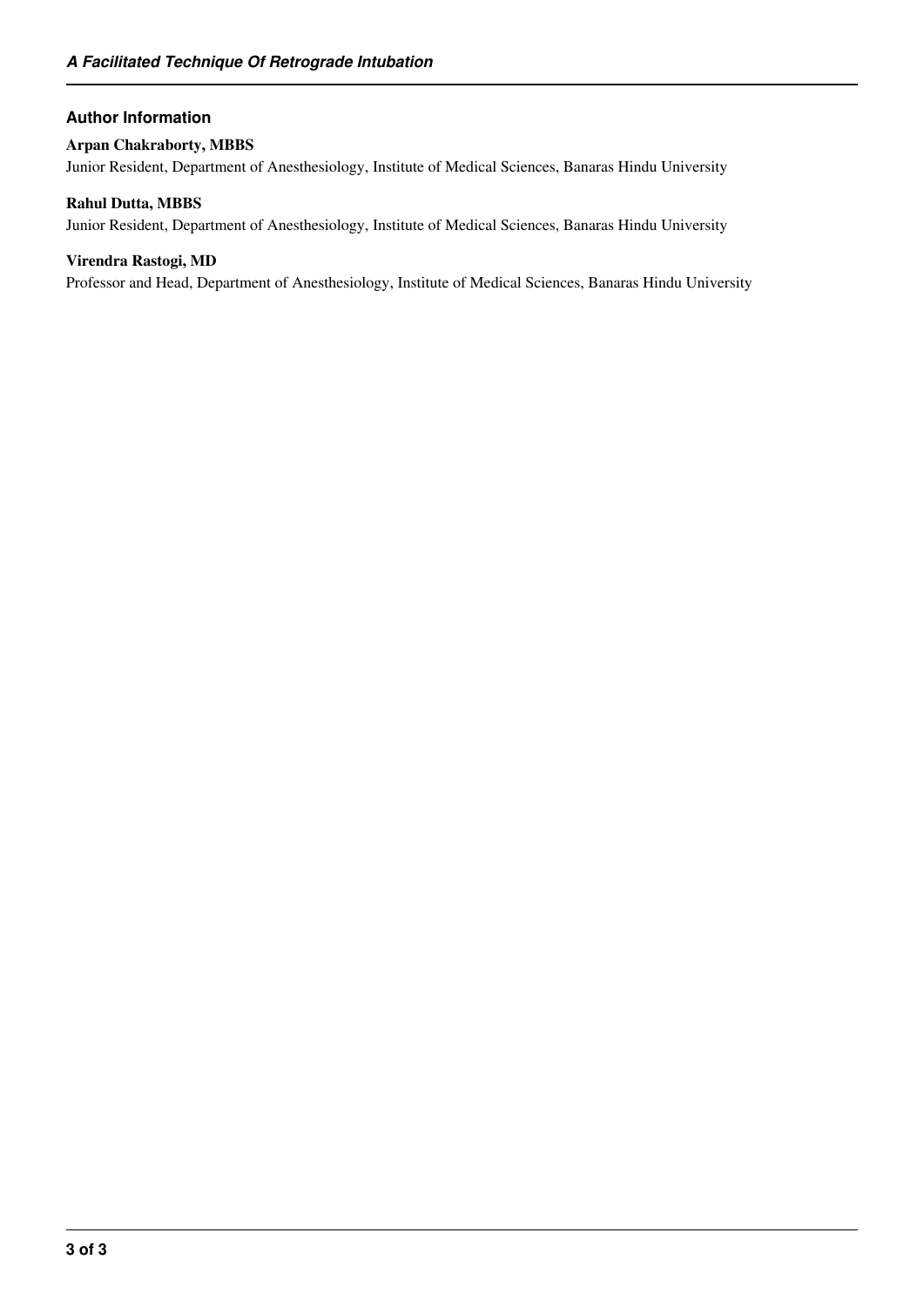## Author Information

**Arpan Chakraborty, MBBS**
Junior Resident, Department of Anesthesiology, Institute of Medical Sciences, Banaras Hindu University

**Rahul Dutta, MBBS**
Junior Resident, Department of Anesthesiology, Institute of Medical Sciences, Banaras Hindu University

**Virendra Rastogi, MD**
Professor and Head, Department of Anesthesiology, Institute of Medical Sciences, Banaras Hindu University